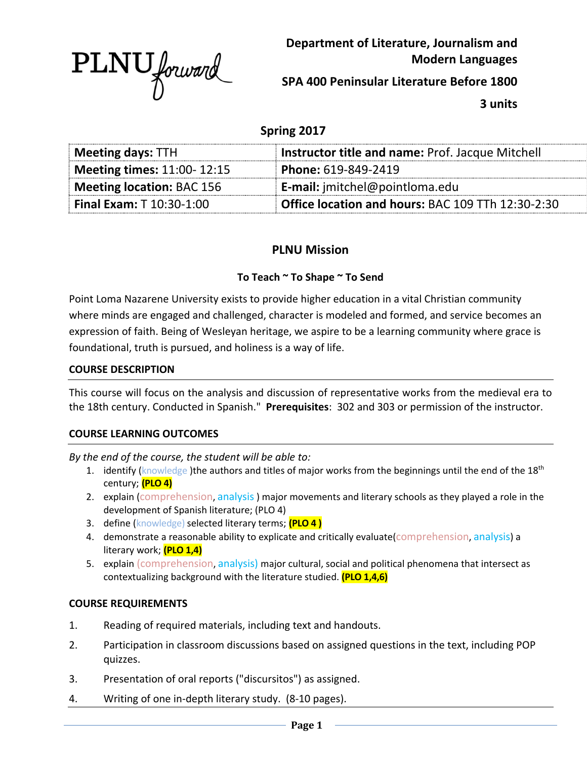PLNU forward

**Department of Literature, Journalism and Modern Languages**

**SPA 400 Peninsular Literature Before 1800**

**3 units**

**Spring 2017**

| **Meeting days:** TTH | **Instructor title and name:** Prof. Jacque Mitchell |
|---|---|
| **Meeting times:** 11:00- 12:15 | **Phone:** 619-849-2419 |
| **Meeting location:** BAC 156 | **E-mail:** jmitchel@pointloma.edu |
| **Final Exam:** T 10:30-1:00 | **Office location and hours:** BAC 109 TTh 12:30-2:30 |

## PLNU Mission

### To Teach ~ To Shape ~ To Send

Point Loma Nazarene University exists to provide higher education in a vital Christian community where minds are engaged and challenged, character is modeled and formed, and service becomes an expression of faith. Being of Wesleyan heritage, we aspire to be a learning community where grace is foundational, truth is pursued, and holiness is a way of life.

### COURSE DESCRIPTION

This course will focus on the analysis and discussion of representative works from the medieval era to the 18th century. Conducted in Spanish." **Prerequisites**: 302 and 303 or permission of the instructor.

### COURSE LEARNING OUTCOMES

*By the end of the course, the student will be able to:*

1. identify (knowledge )the authors and titles of major works from the beginnings until the end of the 18th century; **(PLO 4)**
2. explain (comprehension, analysis ) major movements and literary schools as they played a role in the development of Spanish literature; (PLO 4)
3. define (knowledge) selected literary terms; **(PLO 4 )**
4. demonstrate a reasonable ability to explicate and critically evaluate(comprehension, analysis) a literary work; **(PLO 1,4)**
5. explain (comprehension, analysis) major cultural, social and political phenomena that intersect as contextualizing background with the literature studied. **(PLO 1,4,6)**

### COURSE REQUIREMENTS

1. Reading of required materials, including text and handouts.
2. Participation in classroom discussions based on assigned questions in the text, including POP quizzes.
3. Presentation of oral reports ("discursitos") as assigned.
4. Writing of one in-depth literary study. (8-10 pages).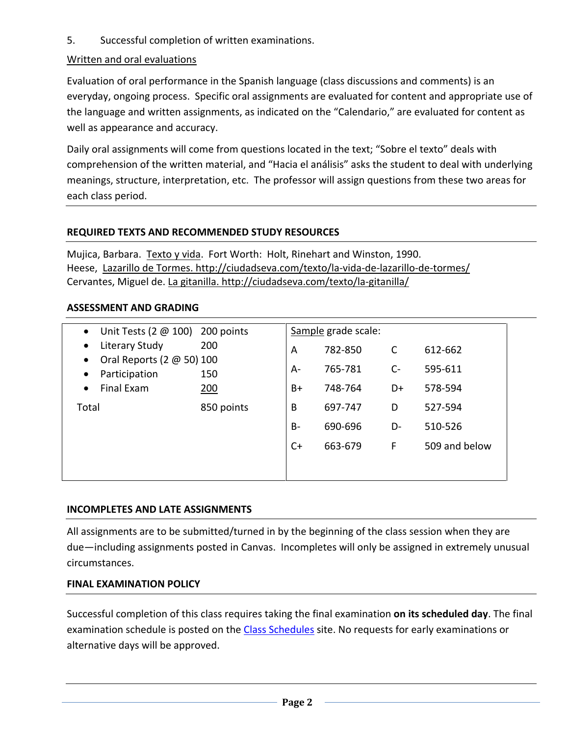5. Successful completion of written examinations.

Written and oral evaluations

Evaluation of oral performance in the Spanish language (class discussions and comments) is an everyday, ongoing process. Specific oral assignments are evaluated for content and appropriate use of the language and written assignments, as indicated on the "Calendario," are evaluated for content as well as appearance and accuracy.

Daily oral assignments will come from questions located in the text; "Sobre el texto" deals with comprehension of the written material, and "Hacia el análisis" asks the student to deal with underlying meanings, structure, interpretation, etc. The professor will assign questions from these two areas for each class period.

## REQUIRED TEXTS AND RECOMMENDED STUDY RESOURCES

Mujica, Barbara. Texto y vida. Fort Worth: Holt, Rinehart and Winston, 1990.
Heese, Lazarillo de Tormes. http://ciudadseva.com/texto/la-vida-de-lazarillo-de-tormes/
Cervantes, Miguel de. La gitanilla. http://ciudadseva.com/texto/la-gitanilla/

## ASSESSMENT AND GRADING

- Unit Tests (2 @ 100) 200 points
- Literary Study 200
- Oral Reports (2 @ 50) 100
- Participation 150
- Final Exam 200

Total 850 points

Sample grade scale:

| Grade | Points | Grade | Points |
|---|---|---|---|
| A | 782-850 | C | 612-662 |
| A- | 765-781 | C- | 595-611 |
| B+ | 748-764 | D+ | 578-594 |
| B | 697-747 | D | 527-594 |
| B- | 690-696 | D- | 510-526 |
| C+ | 663-679 | F | 509 and below |

## INCOMPLETES AND LATE ASSIGNMENTS

All assignments are to be submitted/turned in by the beginning of the class session when they are due—including assignments posted in Canvas. Incompletes will only be assigned in extremely unusual circumstances.

## FINAL EXAMINATION POLICY

Successful completion of this class requires taking the final examination **on its scheduled day**. The final examination schedule is posted on the Class Schedules site. No requests for early examinations or alternative days will be approved.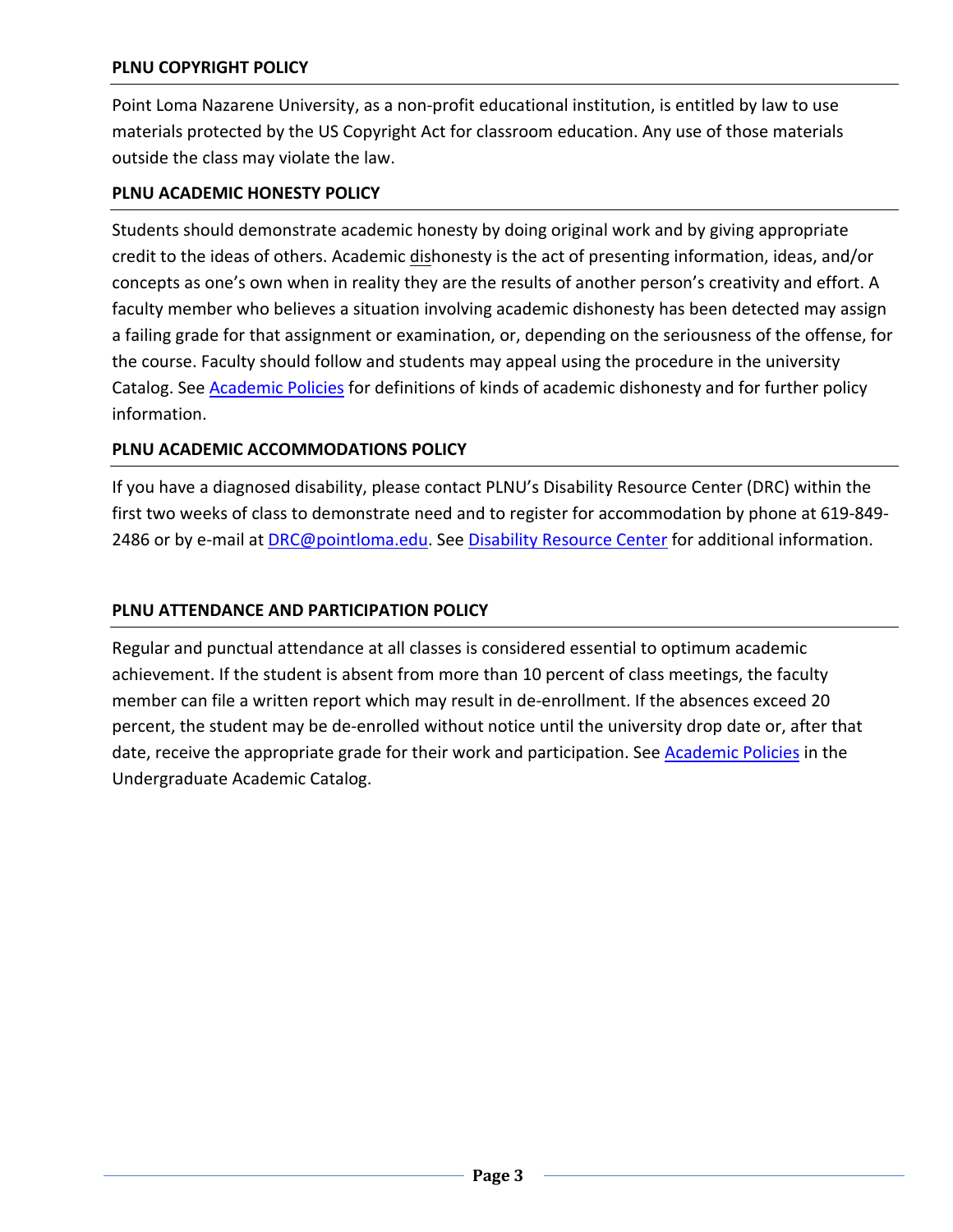## PLNU COPYRIGHT POLICY

Point Loma Nazarene University, as a non-profit educational institution, is entitled by law to use materials protected by the US Copyright Act for classroom education. Any use of those materials outside the class may violate the law.

## PLNU ACADEMIC HONESTY POLICY

Students should demonstrate academic honesty by doing original work and by giving appropriate credit to the ideas of others. Academic <u>dis</u>honesty is the act of presenting information, ideas, and/or concepts as one's own when in reality they are the results of another person's creativity and effort. A faculty member who believes a situation involving academic dishonesty has been detected may assign a failing grade for that assignment or examination, or, depending on the seriousness of the offense, for the course. Faculty should follow and students may appeal using the procedure in the university Catalog. See [Academic Policies] for definitions of kinds of academic dishonesty and for further policy information.

## PLNU ACADEMIC ACCOMMODATIONS POLICY

If you have a diagnosed disability, please contact PLNU's Disability Resource Center (DRC) within the first two weeks of class to demonstrate need and to register for accommodation by phone at 619-849-2486 or by e-mail at DRC@pointloma.edu. See [Disability Resource Center] for additional information.

## PLNU ATTENDANCE AND PARTICIPATION POLICY

Regular and punctual attendance at all classes is considered essential to optimum academic achievement. If the student is absent from more than 10 percent of class meetings, the faculty member can file a written report which may result in de-enrollment. If the absences exceed 20 percent, the student may be de-enrolled without notice until the university drop date or, after that date, receive the appropriate grade for their work and participation. See [Academic Policies] in the Undergraduate Academic Catalog.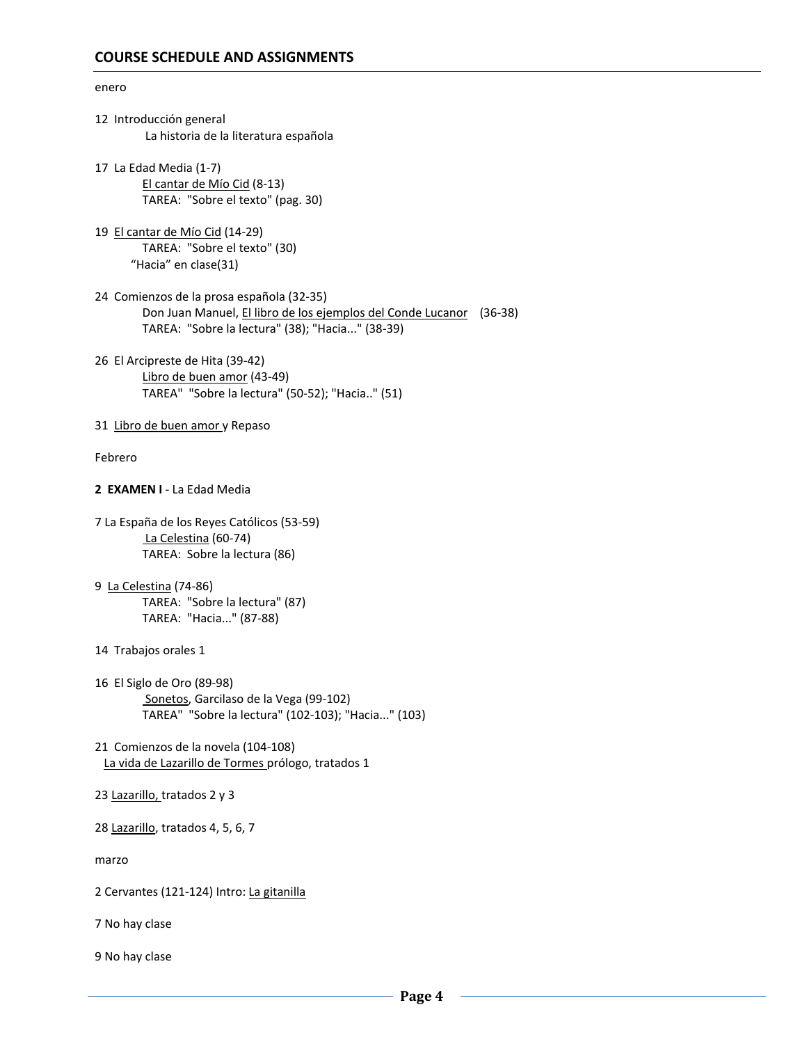## COURSE SCHEDULE AND ASSIGNMENTS

enero

12 Introducción general
La historia de la literatura española

17 La Edad Media (1-7)
El cantar de Mío Cid (8-13)
TAREA: "Sobre el texto" (pag. 30)

19 El cantar de Mío Cid (14-29)
TAREA: "Sobre el texto" (30)
"Hacia" en clase(31)

24 Comienzos de la prosa española (32-35)
Don Juan Manuel, El libro de los ejemplos del Conde Lucanor (36-38)
TAREA: "Sobre la lectura" (38); "Hacia..." (38-39)

26 El Arcipreste de Hita (39-42)
Libro de buen amor (43-49)
TAREA" "Sobre la lectura" (50-52); "Hacia.." (51)

31 Libro de buen amor y Repaso

Febrero

**2 EXAMEN I** - La Edad Media

7 La España de los Reyes Católicos (53-59)
La Celestina (60-74)
TAREA: Sobre la lectura (86)

9 La Celestina (74-86)
TAREA: "Sobre la lectura" (87)
TAREA: "Hacia..." (87-88)

14 Trabajos orales 1

16 El Siglo de Oro (89-98)
Sonetos, Garcilaso de la Vega (99-102)
TAREA" "Sobre la lectura" (102-103); "Hacia..." (103)

21 Comienzos de la novela (104-108)
La vida de Lazarillo de Tormes prólogo, tratados 1

23 Lazarillo, tratados 2 y 3

28 Lazarillo, tratados 4, 5, 6, 7

marzo

2 Cervantes (121-124) Intro: La gitanilla

7 No hay clase

9 No hay clase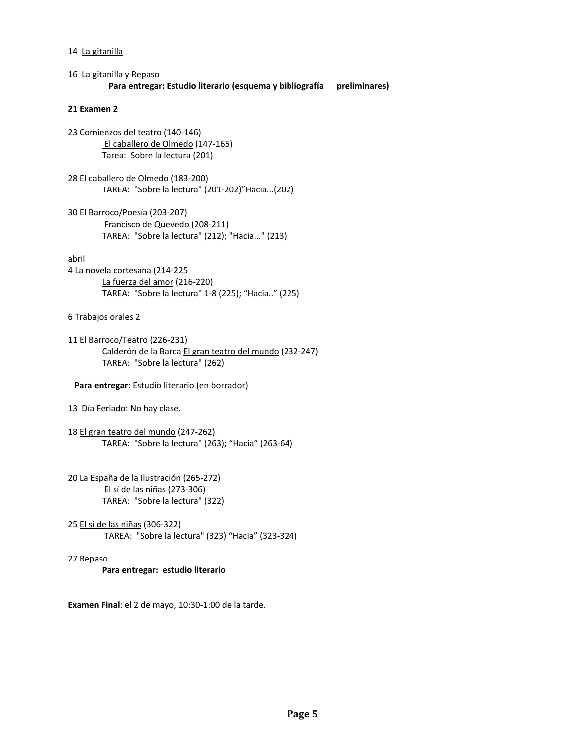14 La gitanilla

16 La gitanilla y Repaso

**Para entregar: Estudio literario (esquema y bibliografía preliminares)**

**21 Examen 2**

23 Comienzos del teatro (140-146)
El caballero de Olmedo (147-165)
Tarea: Sobre la lectura (201)

28 El caballero de Olmedo (183-200)
TAREA: "Sobre la lectura" (201-202)"Hacia...(202)

30 El Barroco/Poesía (203-207)
Francisco de Quevedo (208-211)
TAREA: "Sobre la lectura" (212); "Hacia..." (213)

abril

4 La novela cortesana (214-225
La fuerza del amor (216-220)
TAREA: "Sobre la lectura" 1-8 (225); "Hacia.." (225)

6 Trabajos orales 2

11 El Barroco/Teatro (226-231)
Calderón de la Barca El gran teatro del mundo (232-247)
TAREA: "Sobre la lectura" (262)

**Para entregar:** Estudio literario (en borrador)

13 Día Feriado: No hay clase.

18 El gran teatro del mundo (247-262)
TAREA: "Sobre la lectura" (263); "Hacia" (263-64)

20 La España de la Ilustración (265-272)
El sí de las niñas (273-306)
TAREA: "Sobre la lectura" (322)

25 El sí de las niñas (306-322)
TAREA: "Sobre la lectura" (323) "Hacia" (323-324)

27 Repaso
**Para entregar: estudio literario**

**Examen Final**: el 2 de mayo, 10:30-1:00 de la tarde.